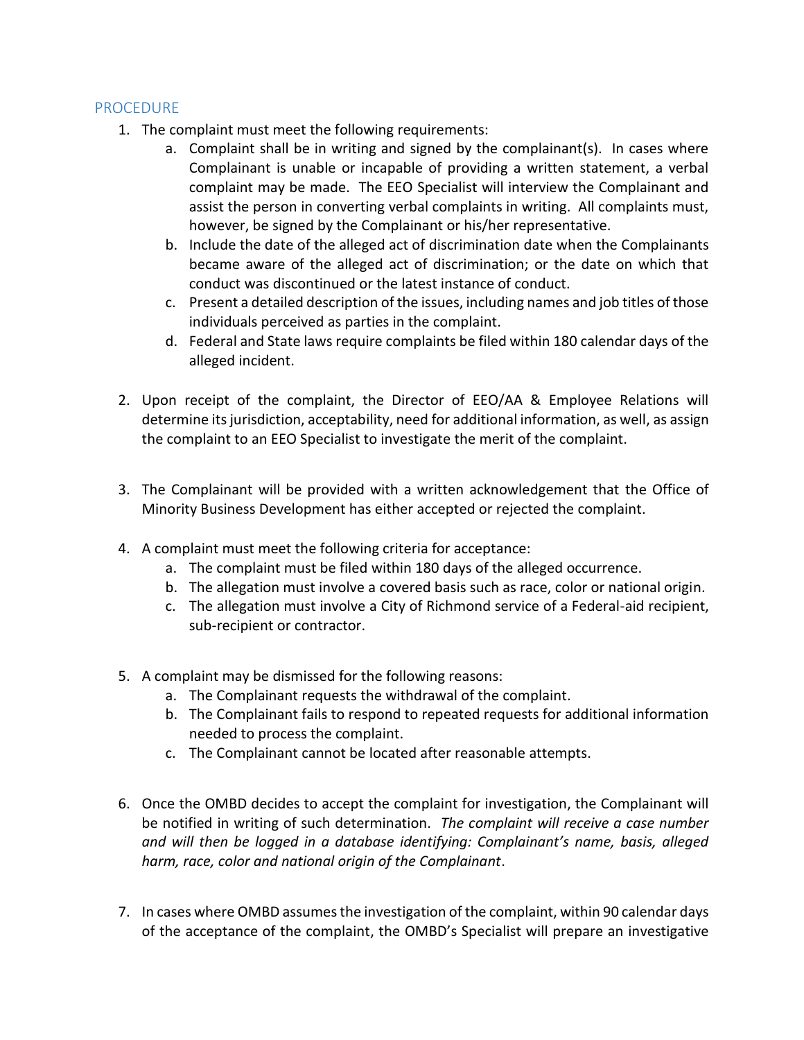## PROCEDURE

1. The complaint must meet the following requirements:
   a. Complaint shall be in writing and signed by the complainant(s). In cases where Complainant is unable or incapable of providing a written statement, a verbal complaint may be made. The EEO Specialist will interview the Complainant and assist the person in converting verbal complaints in writing. All complaints must, however, be signed by the Complainant or his/her representative.
   b. Include the date of the alleged act of discrimination date when the Complainants became aware of the alleged act of discrimination; or the date on which that conduct was discontinued or the latest instance of conduct.
   c. Present a detailed description of the issues, including names and job titles of those individuals perceived as parties in the complaint.
   d. Federal and State laws require complaints be filed within 180 calendar days of the alleged incident.

2. Upon receipt of the complaint, the Director of EEO/AA & Employee Relations will determine its jurisdiction, acceptability, need for additional information, as well, as assign the complaint to an EEO Specialist to investigate the merit of the complaint.

3. The Complainant will be provided with a written acknowledgement that the Office of Minority Business Development has either accepted or rejected the complaint.

4. A complaint must meet the following criteria for acceptance:
   a. The complaint must be filed within 180 days of the alleged occurrence.
   b. The allegation must involve a covered basis such as race, color or national origin.
   c. The allegation must involve a City of Richmond service of a Federal-aid recipient, sub-recipient or contractor.

5. A complaint may be dismissed for the following reasons:
   a. The Complainant requests the withdrawal of the complaint.
   b. The Complainant fails to respond to repeated requests for additional information needed to process the complaint.
   c. The Complainant cannot be located after reasonable attempts.

6. Once the OMBD decides to accept the complaint for investigation, the Complainant will be notified in writing of such determination. *The complaint will receive a case number and will then be logged in a database identifying: Complainant's name, basis, alleged harm, race, color and national origin of the Complainant*.

7. In cases where OMBD assumes the investigation of the complaint, within 90 calendar days of the acceptance of the complaint, the OMBD's Specialist will prepare an investigative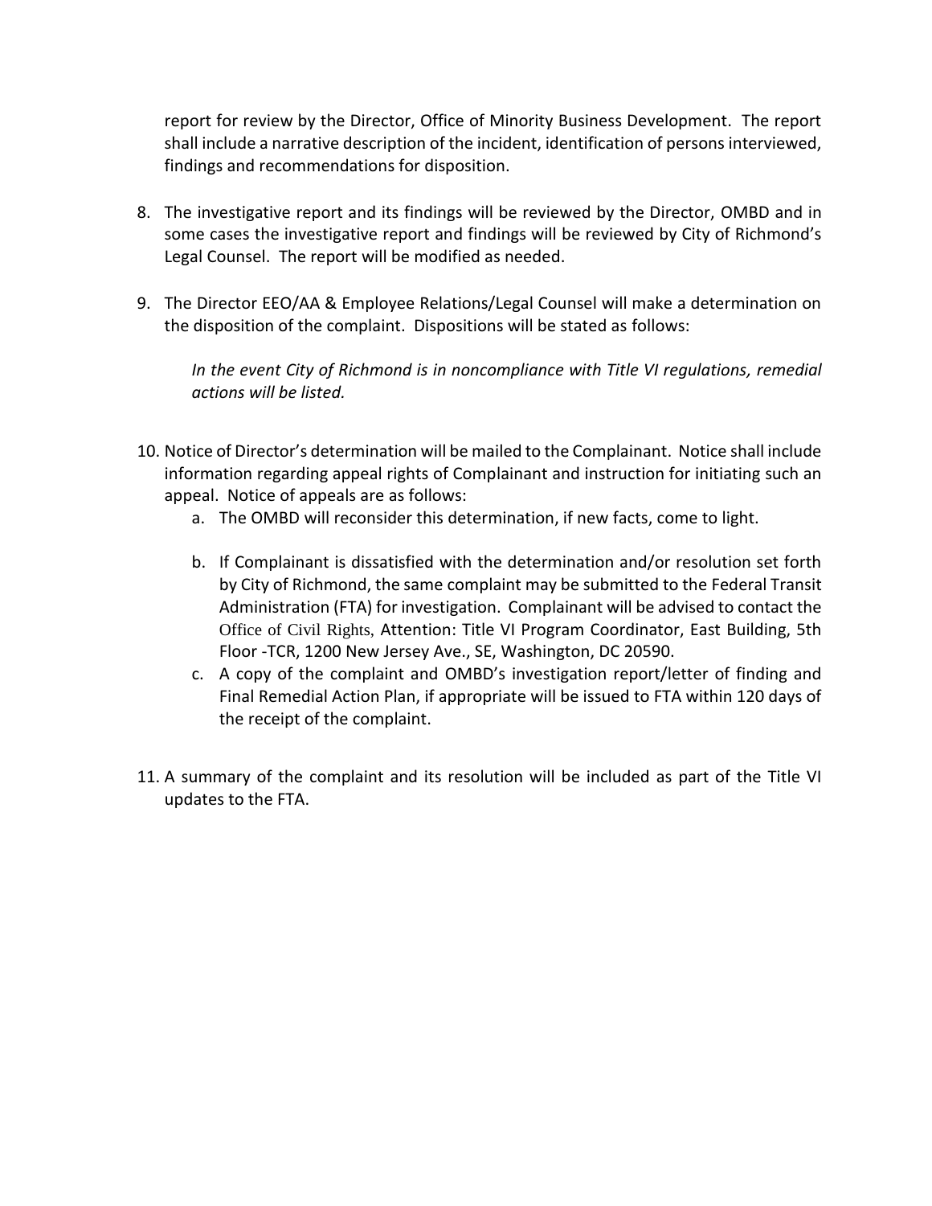report for review by the Director, Office of Minority Business Development. The report shall include a narrative description of the incident, identification of persons interviewed, findings and recommendations for disposition.

8. The investigative report and its findings will be reviewed by the Director, OMBD and in some cases the investigative report and findings will be reviewed by City of Richmond's Legal Counsel. The report will be modified as needed.

9. The Director EEO/AA & Employee Relations/Legal Counsel will make a determination on the disposition of the complaint. Dispositions will be stated as follows:

   *In the event City of Richmond is in noncompliance with Title VI regulations, remedial actions will be listed.*

10. Notice of Director's determination will be mailed to the Complainant. Notice shall include information regarding appeal rights of Complainant and instruction for initiating such an appeal. Notice of appeals are as follows:
    a. The OMBD will reconsider this determination, if new facts, come to light.
    b. If Complainant is dissatisfied with the determination and/or resolution set forth by City of Richmond, the same complaint may be submitted to the Federal Transit Administration (FTA) for investigation. Complainant will be advised to contact the Office of Civil Rights, Attention: Title VI Program Coordinator, East Building, 5th Floor -TCR, 1200 New Jersey Ave., SE, Washington, DC 20590.
    c. A copy of the complaint and OMBD's investigation report/letter of finding and Final Remedial Action Plan, if appropriate will be issued to FTA within 120 days of the receipt of the complaint.

11. A summary of the complaint and its resolution will be included as part of the Title VI updates to the FTA.